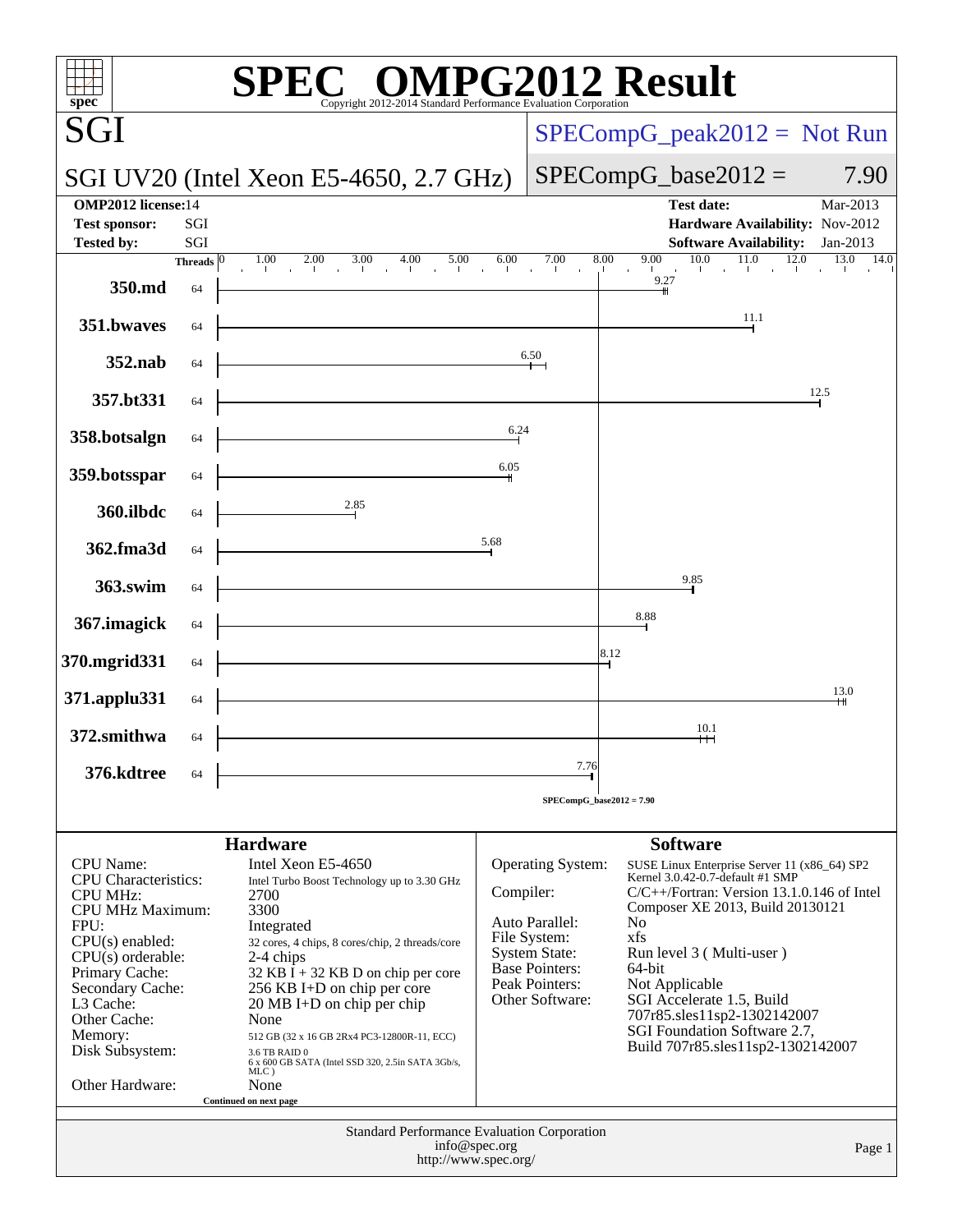# SPEC® OMPG2012 Result

Copyright 2012-2014 Standard Performance Evaluation Corporation

## SGI

**SGI UV20 (Intel Xeon E5-4650, 2.7 GHz)**

SPECompG_peak2012 = Not Run

SPECompG_base2012 = 7.90

| | | | |
|---|---|---|---|
| **OMP2012 license:** | 14 | **Test date:** | Mar-2013 |
| **Test sponsor:** | SGI | **Hardware Availability:** | Nov-2012 |
| **Tested by:** | SGI | **Software Availability:** | Jan-2013 |

| Benchmark | Threads | Base Ratio |
|---|---|---|
| 350.md | 64 | 9.27 |
| 351.bwaves | 64 | 11.1 |
| 352.nab | 64 | 6.50 |
| 357.bt331 | 64 | 12.5 |
| 358.botsalgn | 64 | 6.24 |
| 359.botsspar | 64 | 6.05 |
| 360.ilbdc | 64 | 2.85 |
| 362.fma3d | 64 | 5.68 |
| 363.swim | 64 | 9.85 |
| 367.imagick | 64 | 8.88 |
| 370.mgrid331 | 64 | 8.12 |
| 371.applu331 | 64 | 13.0 |
| 372.smithwa | 64 | 10.1 |
| 376.kdtree | 64 | 7.76 |

SPECompG_base2012 = 7.90

## Hardware

| | |
|---|---|
| CPU Name: | Intel Xeon E5-4650 |
| CPU Characteristics: | Intel Turbo Boost Technology up to 3.30 GHz |
| CPU MHz: | 2700 |
| CPU MHz Maximum: | 3300 |
| FPU: | Integrated |
| CPU(s) enabled: | 32 cores, 4 chips, 8 cores/chip, 2 threads/core |
| CPU(s) orderable: | 2-4 chips |
| Primary Cache: | 32 KB I + 32 KB D on chip per core |
| Secondary Cache: | 256 KB I+D on chip per core |
| L3 Cache: | 20 MB I+D on chip per chip |
| Other Cache: | None |
| Memory: | 512 GB (32 x 16 GB 2Rx4 PC3-12800R-11, ECC) |
| Disk Subsystem: | 3.6 TB RAID 0 6 x 600 GB SATA (Intel SSD 320, 2.5in SATA 3Gb/s, MLC ) |
| Other Hardware: | None |

Continued on next page

## Software

| | |
|---|---|
| Operating System: | SUSE Linux Enterprise Server 11 (x86_64) SP2 Kernel 3.0.42-0.7-default #1 SMP |
| Compiler: | C/C++/Fortran: Version 13.1.0.146 of Intel Composer XE 2013, Build 20130121 |
| Auto Parallel: | No |
| File System: | xfs |
| System State: | Run level 3 ( Multi-user ) |
| Base Pointers: | 64-bit |
| Peak Pointers: | Not Applicable |
| Other Software: | SGI Accelerate 1.5, Build 707r85.sles11sp2-1302142007 SGI Foundation Software 2.7, Build 707r85.sles11sp2-1302142007 |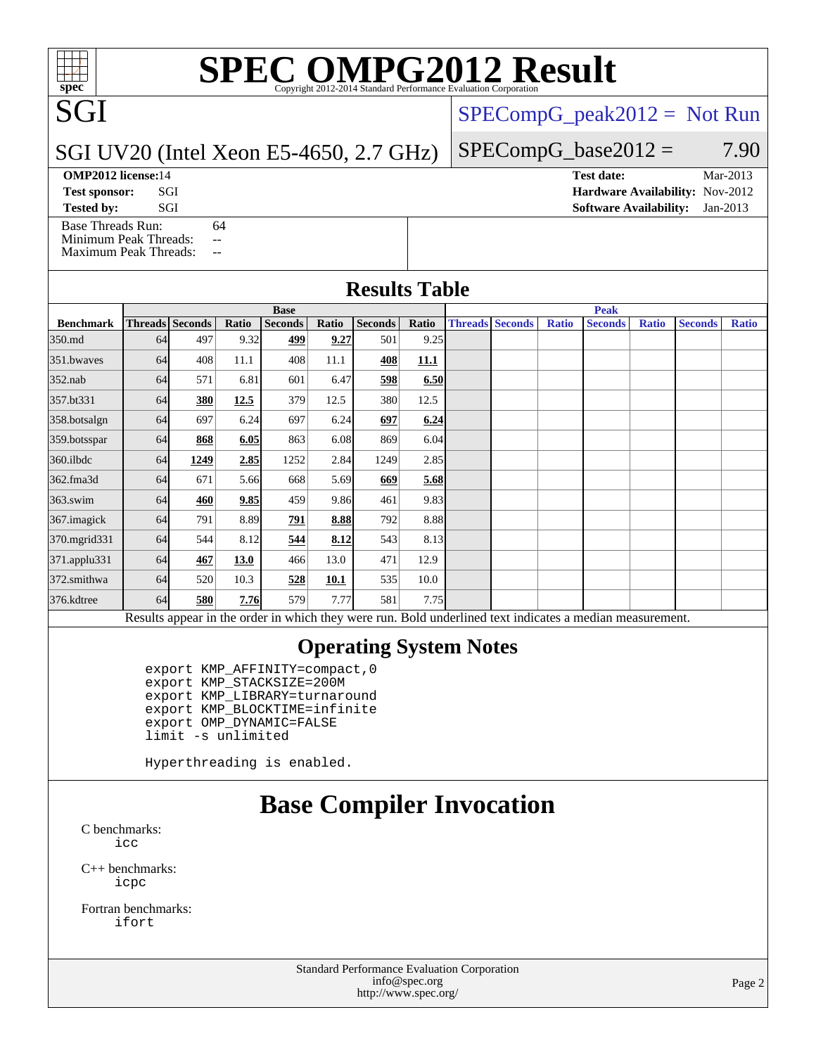# SPEC OMPG2012 Result

Copyright 2012-2014 Standard Performance Evaluation Corporation

## SGI

**SGI UV20 (Intel Xeon E5-4650, 2.7 GHz)**

SPECompG_peak2012 = Not Run

SPECompG_base2012 = 7.90

| | | | |
|---|---|---|---|
| **OMP2012 license:** | 14 | **Test date:** | Mar-2013 |
| **Test sponsor:** | SGI | **Hardware Availability:** | Nov-2012 |
| **Tested by:** | SGI | **Software Availability:** | Jan-2013 |

Base Threads Run: 64
Minimum Peak Threads: --
Maximum Peak Threads: --

## Results Table

| | Base | | | | | | | Peak | | | | | | |
|---|---|---|---|---|---|---|---|---|---|---|---|---|---|---|
| **Benchmark** | **Threads** | **Seconds** | **Ratio** | **Seconds** | **Ratio** | **Seconds** | **Ratio** | **Threads** | **Seconds** | **Ratio** | **Seconds** | **Ratio** | **Seconds** | **Ratio** |
| 350.md | 64 | 497 | 9.32 | **499** | **9.27** | 501 | 9.25 | | | | | | | |
| 351.bwaves | 64 | 408 | 11.1 | 408 | 11.1 | **408** | **11.1** | | | | | | | |
| 352.nab | 64 | 571 | 6.81 | 601 | 6.47 | **598** | **6.50** | | | | | | | |
| 357.bt331 | 64 | **380** | **12.5** | 379 | 12.5 | 380 | 12.5 | | | | | | | |
| 358.botsalgn | 64 | 697 | 6.24 | 697 | 6.24 | **697** | **6.24** | | | | | | | |
| 359.botsspar | 64 | **868** | **6.05** | 863 | 6.08 | 869 | 6.04 | | | | | | | |
| 360.ilbdc | 64 | **1249** | **2.85** | 1252 | 2.84 | 1249 | 2.85 | | | | | | | |
| 362.fma3d | 64 | 671 | 5.66 | 668 | 5.69 | **669** | **5.68** | | | | | | | |
| 363.swim | 64 | **460** | **9.85** | 459 | 9.86 | 461 | 9.83 | | | | | | | |
| 367.imagick | 64 | 791 | 8.89 | **791** | **8.88** | 792 | 8.88 | | | | | | | |
| 370.mgrid331 | 64 | 544 | 8.12 | **544** | **8.12** | 543 | 8.13 | | | | | | | |
| 371.applu331 | 64 | **467** | **13.0** | 466 | 13.0 | 471 | 12.9 | | | | | | | |
| 372.smithwa | 64 | 520 | 10.3 | **528** | **10.1** | 535 | 10.0 | | | | | | | |
| 376.kdtree | 64 | **580** | **7.76** | 579 | 7.77 | 581 | 7.75 | | | | | | | |

Results appear in the order in which they were run. Bold underlined text indicates a median measurement.

## Operating System Notes

```
export KMP_AFFINITY=compact,0
export KMP_STACKSIZE=200M
export KMP_LIBRARY=turnaround
export KMP_BLOCKTIME=infinite
export OMP_DYNAMIC=FALSE
limit -s unlimited

Hyperthreading is enabled.
```

## Base Compiler Invocation

C benchmarks:
```
icc
```

C++ benchmarks:
```
icpc
```

Fortran benchmarks:
```
ifort
```

Standard Performance Evaluation Corporation
info@spec.org
http://www.spec.org/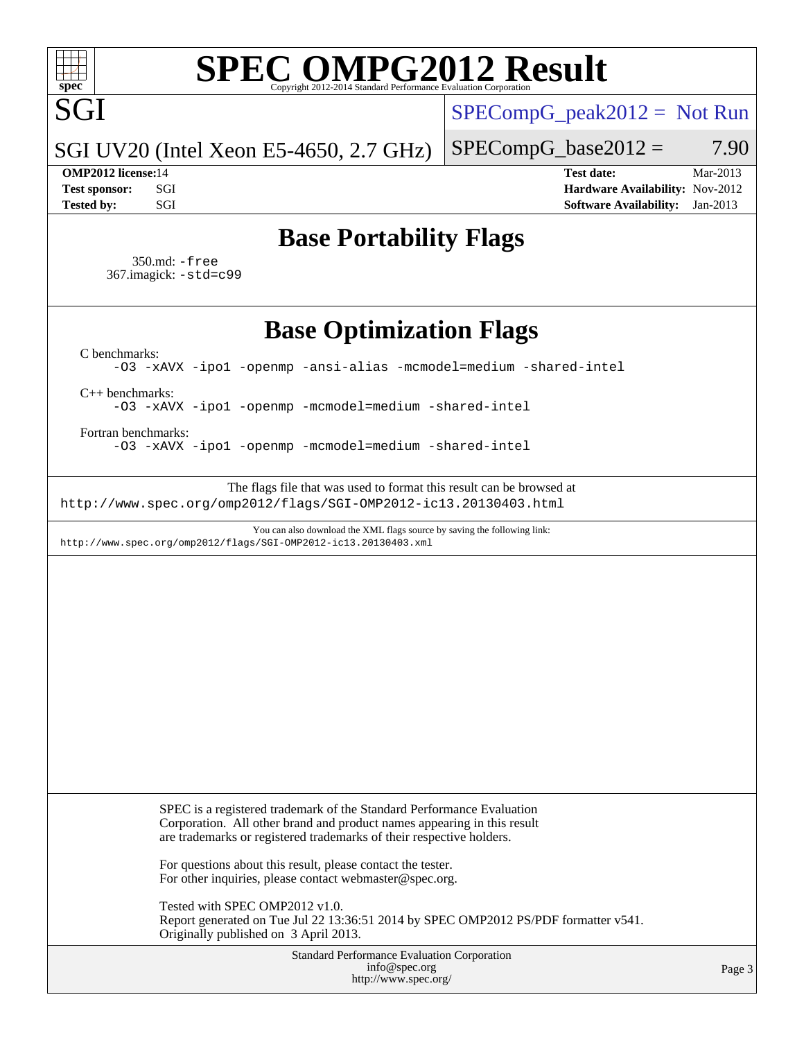# SPEC OMPG2012 Result

Copyright 2012-2014 Standard Performance Evaluation Corporation

SGI

SGI UV20 (Intel Xeon E5-4650, 2.7 GHz)

SPECompG_peak2012 = Not Run

SPECompG_base2012 = 7.90

| | | | |
|---|---|---|---|
| **OMP2012 license:** | 14 | **Test date:** | Mar-2013 |
| **Test sponsor:** | SGI | **Hardware Availability:** | Nov-2012 |
| **Tested by:** | SGI | **Software Availability:** | Jan-2013 |

## Base Portability Flags

350.md: `-free`
367.imagick: `-std=c99`

## Base Optimization Flags

C benchmarks:
`-O3 -xAVX -ipo1 -openmp -ansi-alias -mcmodel=medium -shared-intel`

C++ benchmarks:
`-O3 -xAVX -ipo1 -openmp -mcmodel=medium -shared-intel`

Fortran benchmarks:
`-O3 -xAVX -ipo1 -openmp -mcmodel=medium -shared-intel`

The flags file that was used to format this result can be browsed at
http://www.spec.org/omp2012/flags/SGI-OMP2012-ic13.20130403.html

You can also download the XML flags source by saving the following link:
http://www.spec.org/omp2012/flags/SGI-OMP2012-ic13.20130403.xml

SPEC is a registered trademark of the Standard Performance Evaluation Corporation. All other brand and product names appearing in this result are trademarks or registered trademarks of their respective holders.

For questions about this result, please contact the tester.
For other inquiries, please contact webmaster@spec.org.

Tested with SPEC OMP2012 v1.0.
Report generated on Tue Jul 22 13:36:51 2014 by SPEC OMP2012 PS/PDF formatter v541.
Originally published on 3 April 2013.

Standard Performance Evaluation Corporation
info@spec.org
http://www.spec.org/